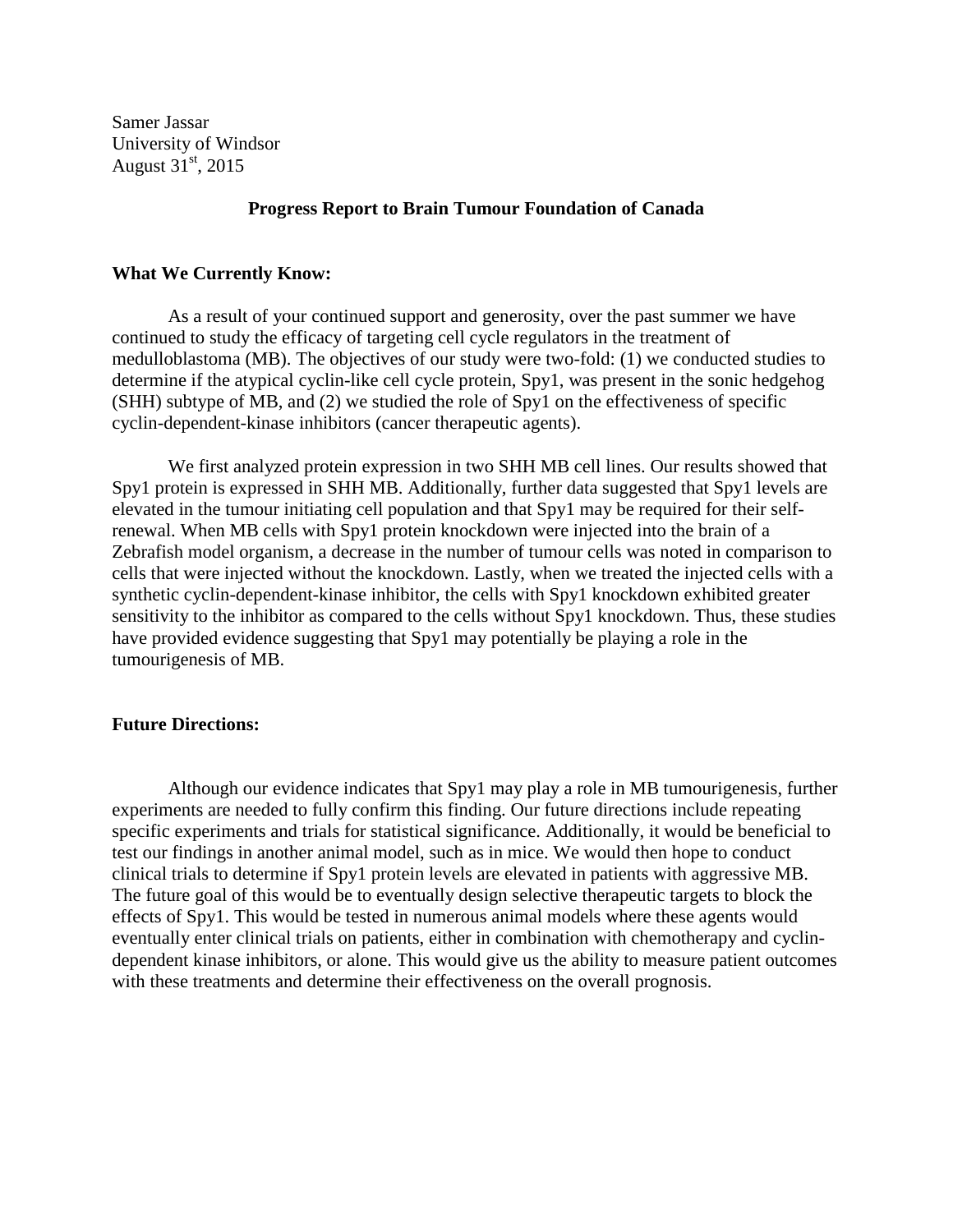Samer Jassar
University of Windsor
August 31st, 2015

**Progress Report to Brain Tumour Foundation of Canada**

**What We Currently Know:**

As a result of your continued support and generosity, over the past summer we have continued to study the efficacy of targeting cell cycle regulators in the treatment of medulloblastoma (MB). The objectives of our study were two-fold: (1) we conducted studies to determine if the atypical cyclin-like cell cycle protein, Spy1, was present in the sonic hedgehog (SHH) subtype of MB, and (2) we studied the role of Spy1 on the effectiveness of specific cyclin-dependent-kinase inhibitors (cancer therapeutic agents).

We first analyzed protein expression in two SHH MB cell lines. Our results showed that Spy1 protein is expressed in SHH MB. Additionally, further data suggested that Spy1 levels are elevated in the tumour initiating cell population and that Spy1 may be required for their self-renewal. When MB cells with Spy1 protein knockdown were injected into the brain of a Zebrafish model organism, a decrease in the number of tumour cells was noted in comparison to cells that were injected without the knockdown. Lastly, when we treated the injected cells with a synthetic cyclin-dependent-kinase inhibitor, the cells with Spy1 knockdown exhibited greater sensitivity to the inhibitor as compared to the cells without Spy1 knockdown. Thus, these studies have provided evidence suggesting that Spy1 may potentially be playing a role in the tumourigenesis of MB.

**Future Directions:**

Although our evidence indicates that Spy1 may play a role in MB tumourigenesis, further experiments are needed to fully confirm this finding. Our future directions include repeating specific experiments and trials for statistical significance. Additionally, it would be beneficial to test our findings in another animal model, such as in mice. We would then hope to conduct clinical trials to determine if Spy1 protein levels are elevated in patients with aggressive MB. The future goal of this would be to eventually design selective therapeutic targets to block the effects of Spy1. This would be tested in numerous animal models where these agents would eventually enter clinical trials on patients, either in combination with chemotherapy and cyclin-dependent kinase inhibitors, or alone. This would give us the ability to measure patient outcomes with these treatments and determine their effectiveness on the overall prognosis.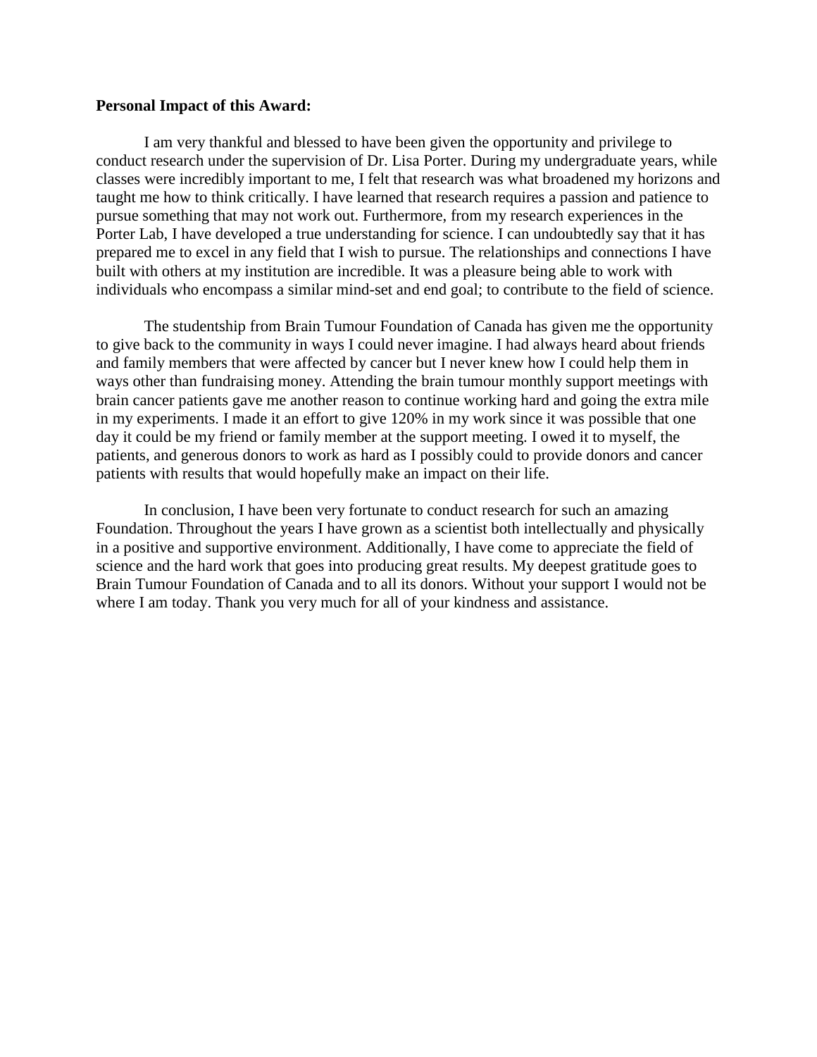**Personal Impact of this Award:**

I am very thankful and blessed to have been given the opportunity and privilege to conduct research under the supervision of Dr. Lisa Porter. During my undergraduate years, while classes were incredibly important to me, I felt that research was what broadened my horizons and taught me how to think critically. I have learned that research requires a passion and patience to pursue something that may not work out. Furthermore, from my research experiences in the Porter Lab, I have developed a true understanding for science. I can undoubtedly say that it has prepared me to excel in any field that I wish to pursue. The relationships and connections I have built with others at my institution are incredible. It was a pleasure being able to work with individuals who encompass a similar mind-set and end goal; to contribute to the field of science.

The studentship from Brain Tumour Foundation of Canada has given me the opportunity to give back to the community in ways I could never imagine. I had always heard about friends and family members that were affected by cancer but I never knew how I could help them in ways other than fundraising money. Attending the brain tumour monthly support meetings with brain cancer patients gave me another reason to continue working hard and going the extra mile in my experiments. I made it an effort to give 120% in my work since it was possible that one day it could be my friend or family member at the support meeting. I owed it to myself, the patients, and generous donors to work as hard as I possibly could to provide donors and cancer patients with results that would hopefully make an impact on their life.

In conclusion, I have been very fortunate to conduct research for such an amazing Foundation. Throughout the years I have grown as a scientist both intellectually and physically in a positive and supportive environment. Additionally, I have come to appreciate the field of science and the hard work that goes into producing great results. My deepest gratitude goes to Brain Tumour Foundation of Canada and to all its donors. Without your support I would not be where I am today. Thank you very much for all of your kindness and assistance.